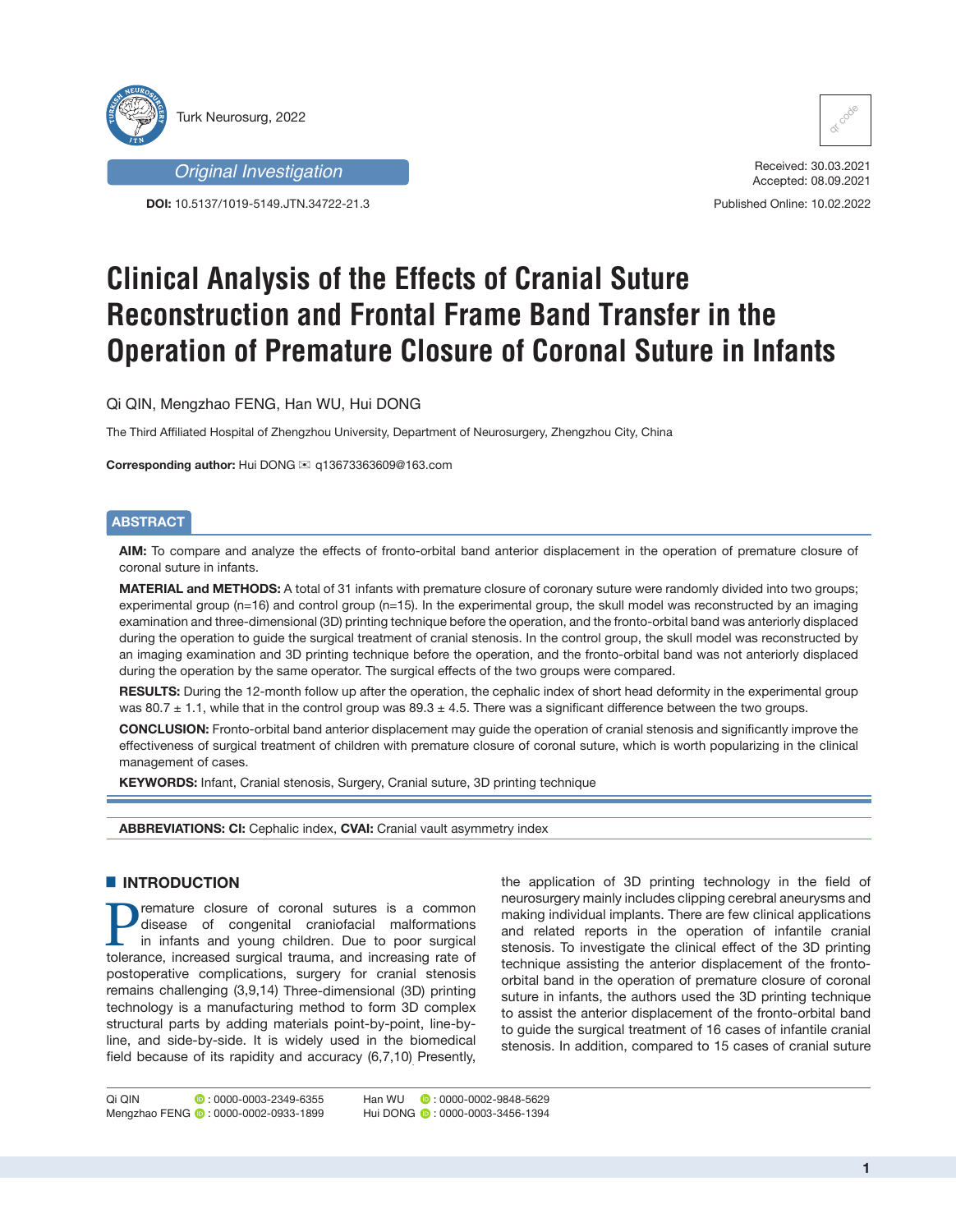Original Investigation

DOI: 10.5137/1019-5149.JTN.34722-21.3

Received: 30.03.2021
Accepted: 08.09.2021

Published Online: 10.02.2022

# Clinical Analysis of the Effects of Cranial Suture Reconstruction and Frontal Frame Band Transfer in the Operation of Premature Closure of Coronal Suture in Infants

Qi QIN, Mengzhao FENG, Han WU, Hui DONG

The Third Affiliated Hospital of Zhengzhou University, Department of Neurosurgery, Zhengzhou City, China

**Corresponding author:** Hui DONG ✉ q13673363609@163.com

## ABSTRACT

**AIM:** To compare and analyze the effects of fronto-orbital band anterior displacement in the operation of premature closure of coronal suture in infants.

**MATERIAL and METHODS:** A total of 31 infants with premature closure of coronary suture were randomly divided into two groups; experimental group (n=16) and control group (n=15). In the experimental group, the skull model was reconstructed by an imaging examination and three-dimensional (3D) printing technique before the operation, and the fronto-orbital band was anteriorly displaced during the operation to guide the surgical treatment of cranial stenosis. In the control group, the skull model was reconstructed by an imaging examination and 3D printing technique before the operation, and the fronto-orbital band was not anteriorly displaced during the operation by the same operator. The surgical effects of the two groups were compared.

**RESULTS:** During the 12-month follow up after the operation, the cephalic index of short head deformity in the experimental group was 80.7 ± 1.1, while that in the control group was 89.3 ± 4.5. There was a significant difference between the two groups.

**CONCLUSION:** Fronto-orbital band anterior displacement may guide the operation of cranial stenosis and significantly improve the effectiveness of surgical treatment of children with premature closure of coronal suture, which is worth popularizing in the clinical management of cases.

**KEYWORDS:** Infant, Cranial stenosis, Surgery, Cranial suture, 3D printing technique

**ABBREVIATIONS: CI:** Cephalic index, **CVAI:** Cranial vault asymmetry index

## INTRODUCTION

Premature closure of coronal sutures is a common disease of congenital craniofacial malformations in infants and young children. Due to poor surgical tolerance, increased surgical trauma, and increasing rate of postoperative complications, surgery for cranial stenosis remains challenging (3,9,14) Three-dimensional (3D) printing technology is a manufacturing method to form 3D complex structural parts by adding materials point-by-point, line-by-line, and side-by-side. It is widely used in the biomedical field because of its rapidity and accuracy (6,7,10) Presently, the application of 3D printing technology in the field of neurosurgery mainly includes clipping cerebral aneurysms and making individual implants. There are few clinical applications and related reports in the operation of infantile cranial stenosis. To investigate the clinical effect of the 3D printing technique assisting the anterior displacement of the fronto-orbital band in the operation of premature closure of coronal suture in infants, the authors used the 3D printing technique to assist the anterior displacement of the fronto-orbital band to guide the surgical treatment of 16 cases of infantile cranial stenosis. In addition, compared to 15 cases of cranial suture

Qi QIN : 0000-0003-2349-6355
Mengzhao FENG : 0000-0002-0933-1899
Han WU : 0000-0002-9848-5629
Hui DONG : 0000-0003-3456-1394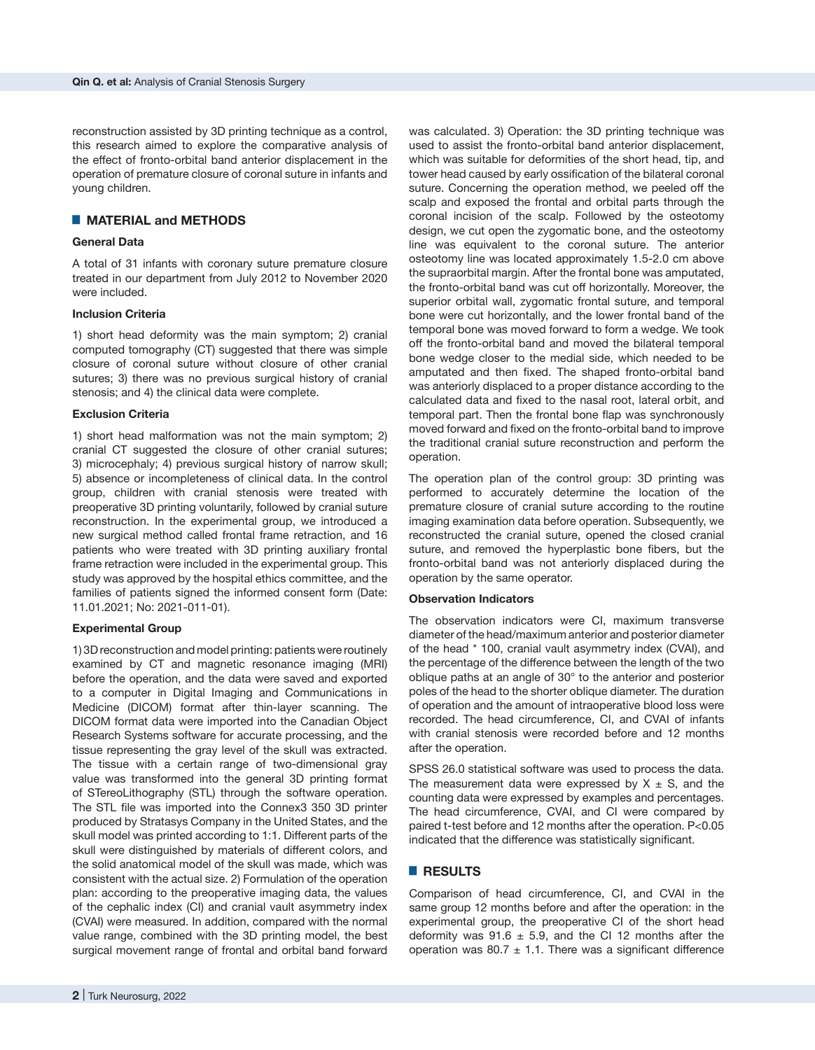reconstruction assisted by 3D printing technique as a control, this research aimed to explore the comparative analysis of the effect of fronto-orbital band anterior displacement in the operation of premature closure of coronal suture in infants and young children.

## MATERIAL and METHODS

### General Data

A total of 31 infants with coronary suture premature closure treated in our department from July 2012 to November 2020 were included.

### Inclusion Criteria

1) short head deformity was the main symptom; 2) cranial computed tomography (CT) suggested that there was simple closure of coronal suture without closure of other cranial sutures; 3) there was no previous surgical history of cranial stenosis; and 4) the clinical data were complete.

### Exclusion Criteria

1) short head malformation was not the main symptom; 2) cranial CT suggested the closure of other cranial sutures; 3) microcephaly; 4) previous surgical history of narrow skull; 5) absence or incompleteness of clinical data. In the control group, children with cranial stenosis were treated with preoperative 3D printing voluntarily, followed by cranial suture reconstruction. In the experimental group, we introduced a new surgical method called frontal frame retraction, and 16 patients who were treated with 3D printing auxiliary frontal frame retraction were included in the experimental group. This study was approved by the hospital ethics committee, and the families of patients signed the informed consent form (Date: 11.01.2021; No: 2021-011-01).

### Experimental Group

1) 3D reconstruction and model printing: patients were routinely examined by CT and magnetic resonance imaging (MRI) before the operation, and the data were saved and exported to a computer in Digital Imaging and Communications in Medicine (DICOM) format after thin-layer scanning. The DICOM format data were imported into the Canadian Object Research Systems software for accurate processing, and the tissue representing the gray level of the skull was extracted. The tissue with a certain range of two-dimensional gray value was transformed into the general 3D printing format of STereoLithography (STL) through the software operation. The STL file was imported into the Connex3 350 3D printer produced by Stratasys Company in the United States, and the skull model was printed according to 1:1. Different parts of the skull were distinguished by materials of different colors, and the solid anatomical model of the skull was made, which was consistent with the actual size. 2) Formulation of the operation plan: according to the preoperative imaging data, the values of the cephalic index (CI) and cranial vault asymmetry index (CVAI) were measured. In addition, compared with the normal value range, combined with the 3D printing model, the best surgical movement range of frontal and orbital band forward was calculated. 3) Operation: the 3D printing technique was used to assist the fronto-orbital band anterior displacement, which was suitable for deformities of the short head, tip, and tower head caused by early ossification of the bilateral coronal suture. Concerning the operation method, we peeled off the scalp and exposed the frontal and orbital parts through the coronal incision of the scalp. Followed by the osteotomy design, we cut open the zygomatic bone, and the osteotomy line was equivalent to the coronal suture. The anterior osteotomy line was located approximately 1.5-2.0 cm above the supraorbital margin. After the frontal bone was amputated, the fronto-orbital band was cut off horizontally. Moreover, the superior orbital wall, zygomatic frontal suture, and temporal bone were cut horizontally, and the lower frontal band of the temporal bone was moved forward to form a wedge. We took off the fronto-orbital band and moved the bilateral temporal bone wedge closer to the medial side, which needed to be amputated and then fixed. The shaped fronto-orbital band was anteriorly displaced to a proper distance according to the calculated data and fixed to the nasal root, lateral orbit, and temporal part. Then the frontal bone flap was synchronously moved forward and fixed on the fronto-orbital band to improve the traditional cranial suture reconstruction and perform the operation.

The operation plan of the control group: 3D printing was performed to accurately determine the location of the premature closure of cranial suture according to the routine imaging examination data before operation. Subsequently, we reconstructed the cranial suture, opened the closed cranial suture, and removed the hyperplastic bone fibers, but the fronto-orbital band was not anteriorly displaced during the operation by the same operator.

### Observation Indicators

The observation indicators were CI, maximum transverse diameter of the head/maximum anterior and posterior diameter of the head * 100, cranial vault asymmetry index (CVAI), and the percentage of the difference between the length of the two oblique paths at an angle of 30° to the anterior and posterior poles of the head to the shorter oblique diameter. The duration of operation and the amount of intraoperative blood loss were recorded. The head circumference, CI, and CVAI of infants with cranial stenosis were recorded before and 12 months after the operation.

SPSS 26.0 statistical software was used to process the data. The measurement data were expressed by $X \pm S$, and the counting data were expressed by examples and percentages. The head circumference, CVAI, and CI were compared by paired t-test before and 12 months after the operation. $P<0.05$ indicated that the difference was statistically significant.

## RESULTS

Comparison of head circumference, CI, and CVAI in the same group 12 months before and after the operation: in the experimental group, the preoperative CI of the short head deformity was $91.6 \pm 5.9$, and the CI 12 months after the operation was $80.7 \pm 1.1$. There was a significant difference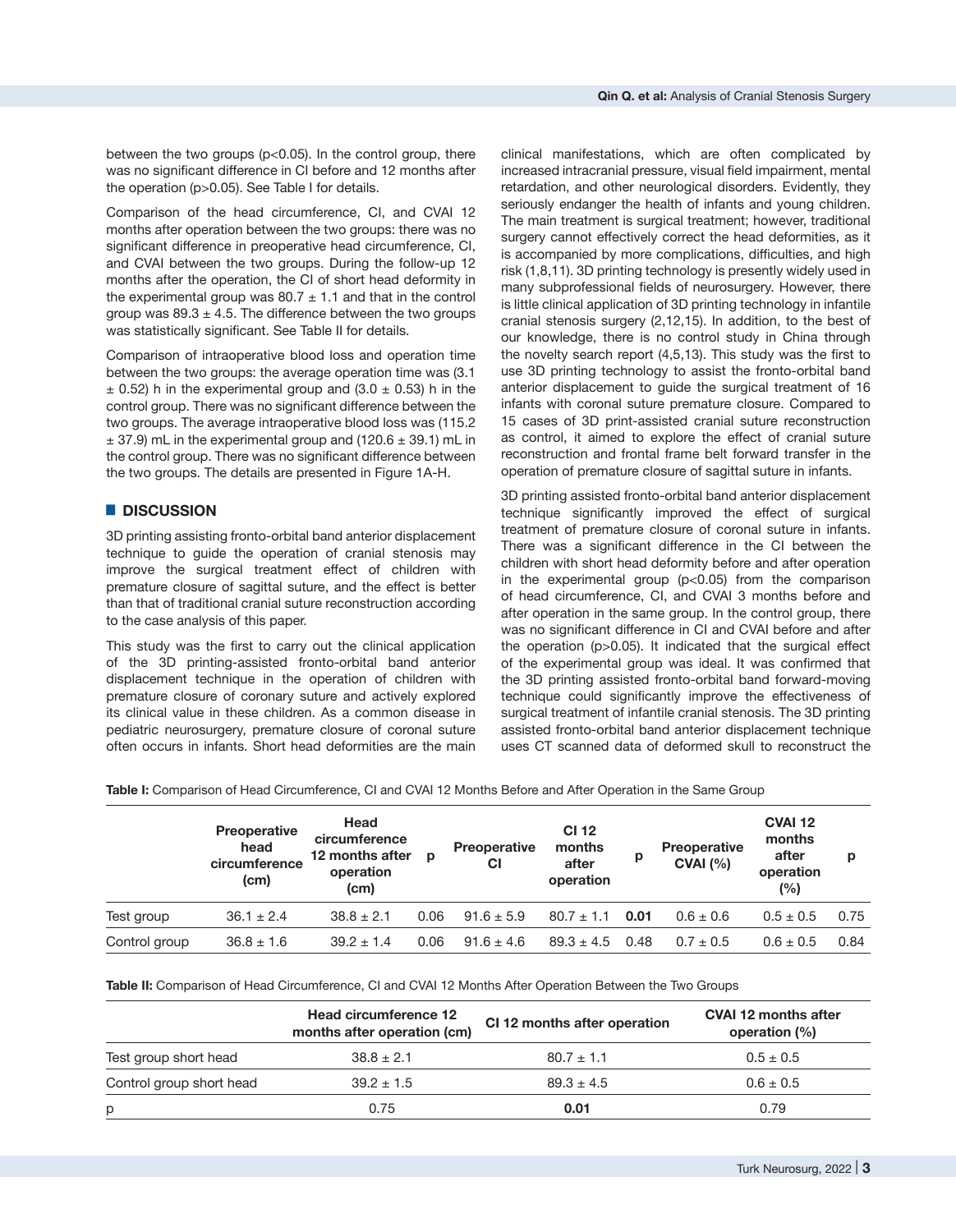between the two groups ($p<0.05$). In the control group, there was no significant difference in CI before and 12 months after the operation ($p>0.05$). See Table I for details.

Comparison of the head circumference, CI, and CVAI 12 months after operation between the two groups: there was no significant difference in preoperative head circumference, CI, and CVAI between the two groups. During the follow-up 12 months after the operation, the CI of short head deformity in the experimental group was $80.7 \pm 1.1$ and that in the control group was $89.3 \pm 4.5$. The difference between the two groups was statistically significant. See Table II for details.

Comparison of intraoperative blood loss and operation time between the two groups: the average operation time was ($3.1 \pm 0.52$) h in the experimental group and ($3.0 \pm 0.53$) h in the control group. There was no significant difference between the two groups. The average intraoperative blood loss was ($115.2 \pm 37.9$) mL in the experimental group and ($120.6 \pm 39.1$) mL in the control group. There was no significant difference between the two groups. The details are presented in Figure 1A-H.

## DISCUSSION

3D printing assisting fronto-orbital band anterior displacement technique to guide the operation of cranial stenosis may improve the surgical treatment effect of children with premature closure of sagittal suture, and the effect is better than that of traditional cranial suture reconstruction according to the case analysis of this paper.

This study was the first to carry out the clinical application of the 3D printing-assisted fronto-orbital band anterior displacement technique in the operation of children with premature closure of coronary suture and actively explored its clinical value in these children. As a common disease in pediatric neurosurgery, premature closure of coronal suture often occurs in infants. Short head deformities are the main clinical manifestations, which are often complicated by increased intracranial pressure, visual field impairment, mental retardation, and other neurological disorders. Evidently, they seriously endanger the health of infants and young children. The main treatment is surgical treatment; however, traditional surgery cannot effectively correct the head deformities, as it is accompanied by more complications, difficulties, and high risk (1,8,11). 3D printing technology is presently widely used in many subprofessional fields of neurosurgery. However, there is little clinical application of 3D printing technology in infantile cranial stenosis surgery (2,12,15). In addition, to the best of our knowledge, there is no control study in China through the novelty search report (4,5,13). This study was the first to use 3D printing technology to assist the fronto-orbital band anterior displacement to guide the surgical treatment of 16 infants with coronal suture premature closure. Compared to 15 cases of 3D print-assisted cranial suture reconstruction as control, it aimed to explore the effect of cranial suture reconstruction and frontal frame belt forward transfer in the operation of premature closure of sagittal suture in infants.

3D printing assisted fronto-orbital band anterior displacement technique significantly improved the effect of surgical treatment of premature closure of coronal suture in infants. There was a significant difference in the CI between the children with short head deformity before and after operation in the experimental group ($p<0.05$) from the comparison of head circumference, CI, and CVAI 3 months before and after operation in the same group. In the control group, there was no significant difference in CI and CVAI before and after the operation ($p>0.05$). It indicated that the surgical effect of the experimental group was ideal. It was confirmed that the 3D printing assisted fronto-orbital band forward-moving technique could significantly improve the effectiveness of surgical treatment of infantile cranial stenosis. The 3D printing assisted fronto-orbital band anterior displacement technique uses CT scanned data of deformed skull to reconstruct the

**Table I:** Comparison of Head Circumference, CI and CVAI 12 Months Before and After Operation in the Same Group

| | Preoperative head circumference (cm) | Head circumference 12 months after operation (cm) | p | Preoperative CI | CI 12 months after operation | p | Preoperative CVAI (%) | CVAI 12 months after operation (%) | p |
|---|---|---|---|---|---|---|---|---|---|
| Test group | 36.1 ± 2.4 | 38.8 ± 2.1 | 0.06 | 91.6 ± 5.9 | 80.7 ± 1.1 | **0.01** | 0.6 ± 0.6 | 0.5 ± 0.5 | 0.75 |
| Control group | 36.8 ± 1.6 | 39.2 ± 1.4 | 0.06 | 91.6 ± 4.6 | 89.3 ± 4.5 | 0.48 | 0.7 ± 0.5 | 0.6 ± 0.5 | 0.84 |

**Table II:** Comparison of Head Circumference, CI and CVAI 12 Months After Operation Between the Two Groups

| | Head circumference 12 months after operation (cm) | CI 12 months after operation | CVAI 12 months after operation (%) |
|---|---|---|---|
| Test group short head | 38.8 ± 2.1 | 80.7 ± 1.1 | 0.5 ± 0.5 |
| Control group short head | 39.2 ± 1.5 | 89.3 ± 4.5 | 0.6 ± 0.5 |
| p | 0.75 | **0.01** | 0.79 |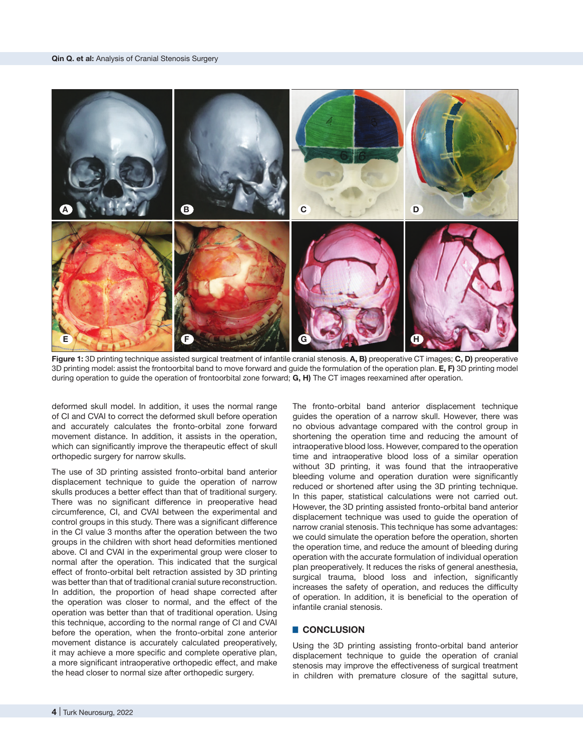**Figure 1:** 3D printing technique assisted surgical treatment of infantile cranial stenosis. **A, B)** preoperative CT images; **C, D)** preoperative 3D printing model: assist the frontoorbital band to move forward and guide the formulation of the operation plan. **E, F)** 3D printing model during operation to guide the operation of frontoorbital zone forward; **G, H)** The CT images reexamined after operation.

deformed skull model. In addition, it uses the normal range of CI and CVAI to correct the deformed skull before operation and accurately calculates the fronto-orbital zone forward movement distance. In addition, it assists in the operation, which can significantly improve the therapeutic effect of skull orthopedic surgery for narrow skulls.

The use of 3D printing assisted fronto-orbital band anterior displacement technique to guide the operation of narrow skulls produces a better effect than that of traditional surgery. There was no significant difference in preoperative head circumference, CI, and CVAI between the experimental and control groups in this study. There was a significant difference in the CI value 3 months after the operation between the two groups in the children with short head deformities mentioned above. CI and CVAI in the experimental group were closer to normal after the operation. This indicated that the surgical effect of fronto-orbital belt retraction assisted by 3D printing was better than that of traditional cranial suture reconstruction. In addition, the proportion of head shape corrected after the operation was closer to normal, and the effect of the operation was better than that of traditional operation. Using this technique, according to the normal range of CI and CVAI before the operation, when the fronto-orbital zone anterior movement distance is accurately calculated preoperatively, it may achieve a more specific and complete operative plan, a more significant intraoperative orthopedic effect, and make the head closer to normal size after orthopedic surgery.

The fronto-orbital band anterior displacement technique guides the operation of a narrow skull. However, there was no obvious advantage compared with the control group in shortening the operation time and reducing the amount of intraoperative blood loss. However, compared to the operation time and intraoperative blood loss of a similar operation without 3D printing, it was found that the intraoperative bleeding volume and operation duration were significantly reduced or shortened after using the 3D printing technique. In this paper, statistical calculations were not carried out. However, the 3D printing assisted fronto-orbital band anterior displacement technique was used to guide the operation of narrow cranial stenosis. This technique has some advantages: we could simulate the operation before the operation, shorten the operation time, and reduce the amount of bleeding during operation with the accurate formulation of individual operation plan preoperatively. It reduces the risks of general anesthesia, surgical trauma, blood loss and infection, significantly increases the safety of operation, and reduces the difficulty of operation. In addition, it is beneficial to the operation of infantile cranial stenosis.

## CONCLUSION

Using the 3D printing assisting fronto-orbital band anterior displacement technique to guide the operation of cranial stenosis may improve the effectiveness of surgical treatment in children with premature closure of the sagittal suture,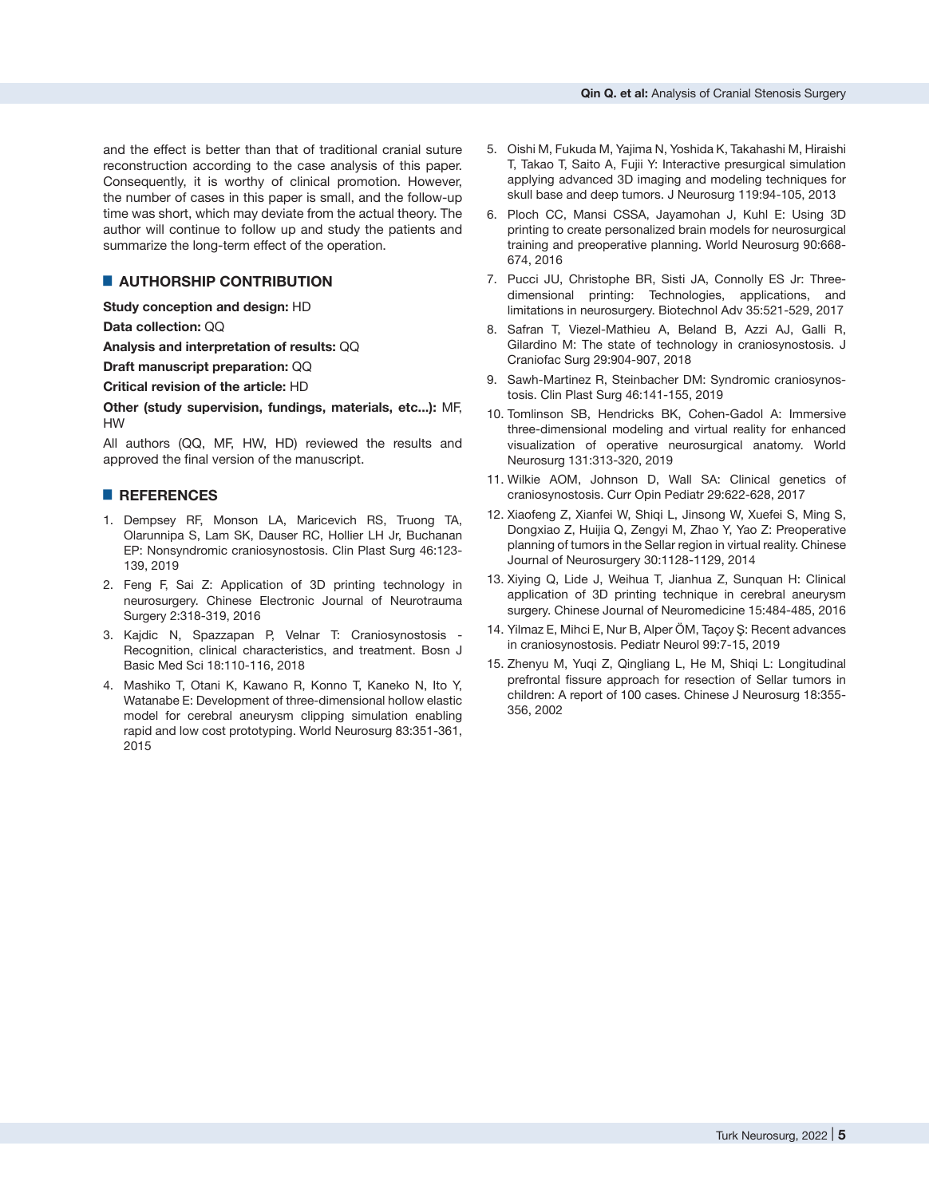and the effect is better than that of traditional cranial suture reconstruction according to the case analysis of this paper. Consequently, it is worthy of clinical promotion. However, the number of cases in this paper is small, and the follow-up time was short, which may deviate from the actual theory. The author will continue to follow up and study the patients and summarize the long-term effect of the operation.

## AUTHORSHIP CONTRIBUTION

**Study conception and design:** HD

**Data collection:** QQ

**Analysis and interpretation of results:** QQ

**Draft manuscript preparation:** QQ

**Critical revision of the article:** HD

**Other (study supervision, fundings, materials, etc...):** MF, HW

All authors (QQ, MF, HW, HD) reviewed the results and approved the final version of the manuscript.

## REFERENCES

1. Dempsey RF, Monson LA, Maricevich RS, Truong TA, Olarunnipa S, Lam SK, Dauser RC, Hollier LH Jr, Buchanan EP: Nonsyndromic craniosynostosis. Clin Plast Surg 46:123-139, 2019
2. Feng F, Sai Z: Application of 3D printing technology in neurosurgery. Chinese Electronic Journal of Neurotrauma Surgery 2:318-319, 2016
3. Kajdic N, Spazzapan P, Velnar T: Craniosynostosis - Recognition, clinical characteristics, and treatment. Bosn J Basic Med Sci 18:110-116, 2018
4. Mashiko T, Otani K, Kawano R, Konno T, Kaneko N, Ito Y, Watanabe E: Development of three-dimensional hollow elastic model for cerebral aneurysm clipping simulation enabling rapid and low cost prototyping. World Neurosurg 83:351-361, 2015
5. Oishi M, Fukuda M, Yajima N, Yoshida K, Takahashi M, Hiraishi T, Takao T, Saito A, Fujii Y: Interactive presurgical simulation applying advanced 3D imaging and modeling techniques for skull base and deep tumors. J Neurosurg 119:94-105, 2013
6. Ploch CC, Mansi CSSA, Jayamohan J, Kuhl E: Using 3D printing to create personalized brain models for neurosurgical training and preoperative planning. World Neurosurg 90:668-674, 2016
7. Pucci JU, Christophe BR, Sisti JA, Connolly ES Jr: Three-dimensional printing: Technologies, applications, and limitations in neurosurgery. Biotechnol Adv 35:521-529, 2017
8. Safran T, Viezel-Mathieu A, Beland B, Azzi AJ, Galli R, Gilardino M: The state of technology in craniosynostosis. J Craniofac Surg 29:904-907, 2018
9. Sawh-Martinez R, Steinbacher DM: Syndromic craniosynostosis. Clin Plast Surg 46:141-155, 2019
10. Tomlinson SB, Hendricks BK, Cohen-Gadol A: Immersive three-dimensional modeling and virtual reality for enhanced visualization of operative neurosurgical anatomy. World Neurosurg 131:313-320, 2019
11. Wilkie AOM, Johnson D, Wall SA: Clinical genetics of craniosynostosis. Curr Opin Pediatr 29:622-628, 2017
12. Xiaofeng Z, Xianfei W, Shiqi L, Jinsong W, Xuefei S, Ming S, Dongxiao Z, Huijia Q, Zengyi M, Zhao Y, Yao Z: Preoperative planning of tumors in the Sellar region in virtual reality. Chinese Journal of Neurosurgery 30:1128-1129, 2014
13. Xiying Q, Lide J, Weihua T, Jianhua Z, Sunquan H: Clinical application of 3D printing technique in cerebral aneurysm surgery. Chinese Journal of Neuromedicine 15:484-485, 2016
14. Yilmaz E, Mihci E, Nur B, Alper ÖM, Taçoy Ş: Recent advances in craniosynostosis. Pediatr Neurol 99:7-15, 2019
15. Zhenyu M, Yuqi Z, Qingliang L, He M, Shiqi L: Longitudinal prefrontal fissure approach for resection of Sellar tumors in children: A report of 100 cases. Chinese J Neurosurg 18:355-356, 2002